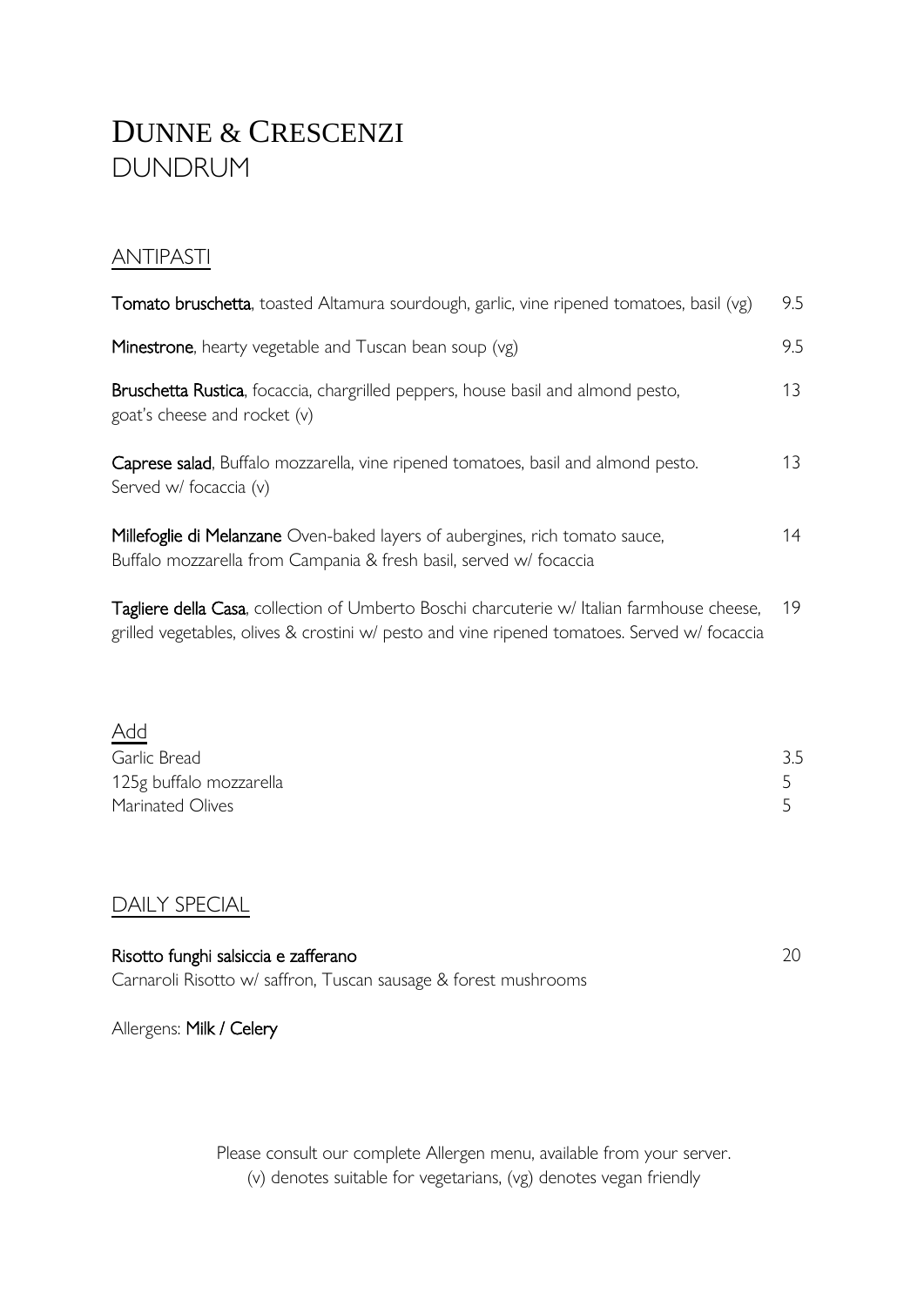# DUNNE & CRESCENZI
## DUNDRUM

### ANTIPASTI

| | |
|---|---|
| **Tomato bruschetta**, toasted Altamura sourdough, garlic, vine ripened tomatoes, basil (vg) | 9.5 |
| **Minestrone**, hearty vegetable and Tuscan bean soup (vg) | 9.5 |
| **Bruschetta Rustica**, focaccia, chargrilled peppers, house basil and almond pesto, goat's cheese and rocket (v) | 13 |
| **Caprese salad**, Buffalo mozzarella, vine ripened tomatoes, basil and almond pesto. Served w/ focaccia (v) | 13 |
| **Millefoglie di Melanzane** Oven-baked layers of aubergines, rich tomato sauce, Buffalo mozzarella from Campania & fresh basil, served w/ focaccia | 14 |
| **Tagliere della Casa**, collection of Umberto Boschi charcuterie w/ Italian farmhouse cheese, grilled vegetables, olives & crostini w/ pesto and vine ripened tomatoes. Served w/ focaccia | 19 |

### Add

| | |
|---|---|
| Garlic Bread | 3.5 |
| 125g buffalo mozzarella | 5 |
| Marinated Olives | 5 |

### DAILY SPECIAL

**Risotto funghi salsiccia e zafferano** — 20

Carnaroli Risotto w/ saffron, Tuscan sausage & forest mushrooms

Allergens: **Milk / Celery**

Please consult our complete Allergen menu, available from your server.
(v) denotes suitable for vegetarians, (vg) denotes vegan friendly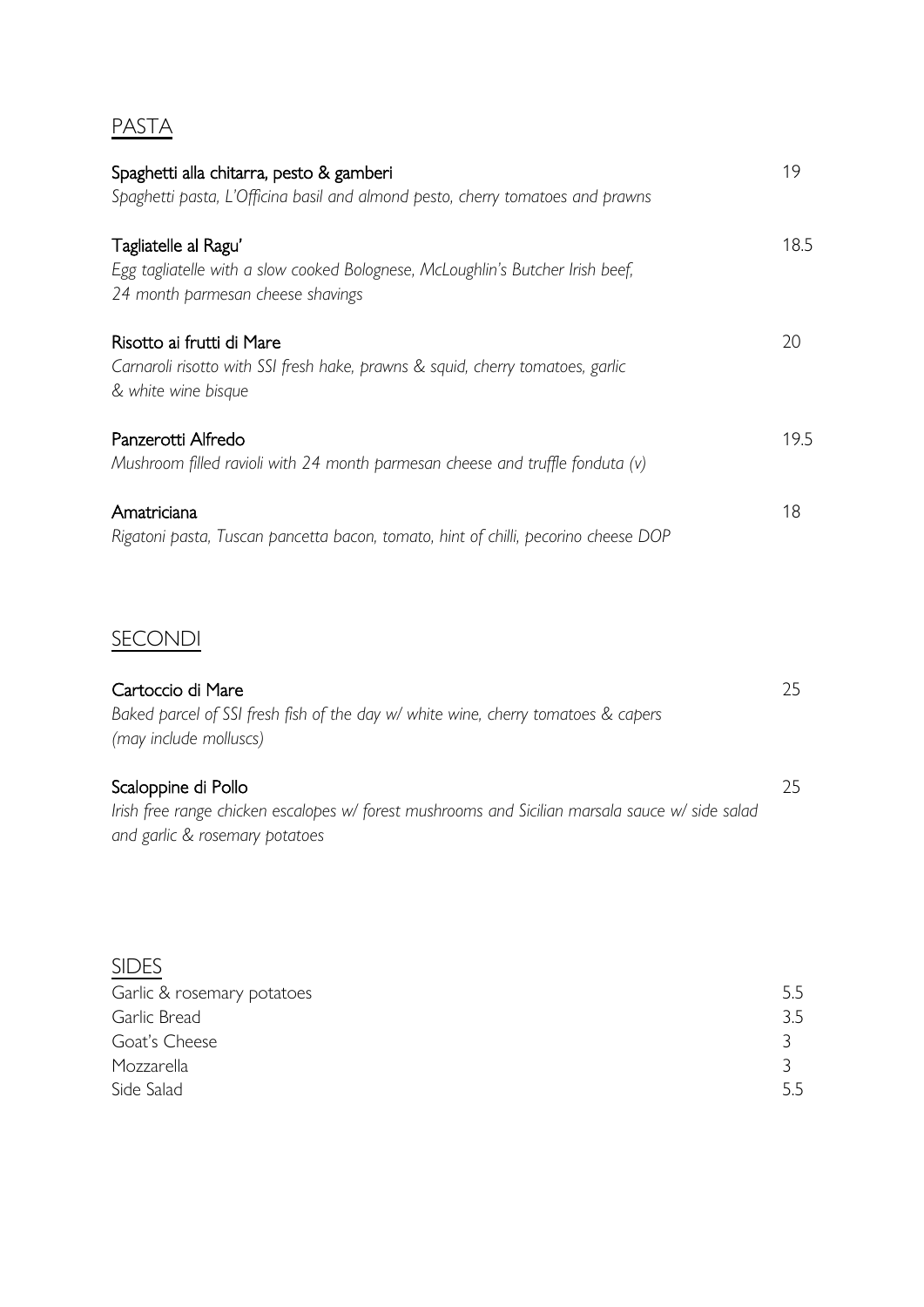## PASTA

**Spaghetti alla chitarra, pesto & gamberi** 19
*Spaghetti pasta, L'Officina basil and almond pesto, cherry tomatoes and prawns*

**Tagliatelle al Ragu'** 18.5
*Egg tagliatelle with a slow cooked Bolognese, McLoughlin's Butcher Irish beef, 24 month parmesan cheese shavings*

**Risotto ai frutti di Mare** 20
*Carnaroli risotto with SSI fresh hake, prawns & squid, cherry tomatoes, garlic & white wine bisque*

**Panzerotti Alfredo** 19.5
*Mushroom filled ravioli with 24 month parmesan cheese and truffle fonduta (v)*

**Amatriciana** 18
*Rigatoni pasta, Tuscan pancetta bacon, tomato, hint of chilli, pecorino cheese DOP*

## SECONDI

**Cartoccio di Mare** 25
*Baked parcel of SSI fresh fish of the day w/ white wine, cherry tomatoes & capers (may include molluscs)*

**Scaloppine di Pollo** 25
*Irish free range chicken escalopes w/ forest mushrooms and Sicilian marsala sauce w/ side salad and garlic & rosemary potatoes*

## SIDES

| | |
|---|---|
| Garlic & rosemary potatoes | 5.5 |
| Garlic Bread | 3.5 |
| Goat's Cheese | 3 |
| Mozzarella | 3 |
| Side Salad | 5.5 |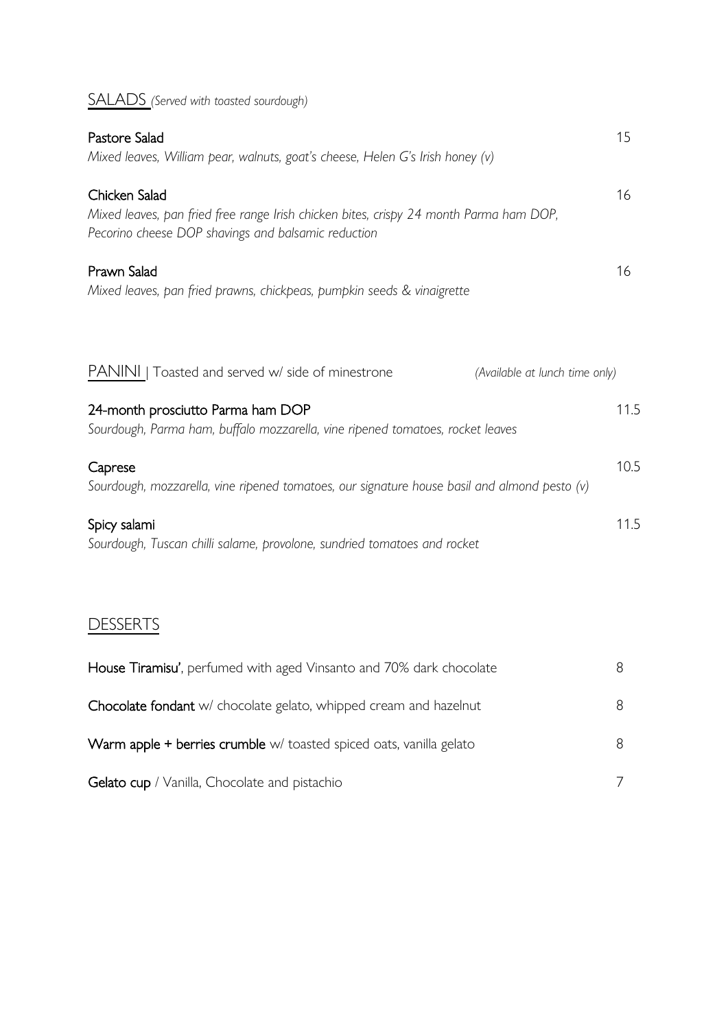## SALADS *(Served with toasted sourdough)*

**Pastore Salad** 15
*Mixed leaves, William pear, walnuts, goat's cheese, Helen G's Irish honey (v)*

**Chicken Salad** 16
*Mixed leaves, pan fried free range Irish chicken bites, crispy 24 month Parma ham DOP, Pecorino cheese DOP shavings and balsamic reduction*

**Prawn Salad** 16
*Mixed leaves, pan fried prawns, chickpeas, pumpkin seeds & vinaigrette*

## PANINI | Toasted and served w/ side of minestrone *(Available at lunch time only)*

**24-month prosciutto Parma ham DOP** 11.5
*Sourdough, Parma ham, buffalo mozzarella, vine ripened tomatoes, rocket leaves*

**Caprese** 10.5
*Sourdough, mozzarella, vine ripened tomatoes, our signature house basil and almond pesto (v)*

**Spicy salami** 11.5
*Sourdough, Tuscan chilli salame, provolone, sundried tomatoes and rocket*

## DESSERTS

**House Tiramisu'**, perfumed with aged Vinsanto and 70% dark chocolate 8

**Chocolate fondant** w/ chocolate gelato, whipped cream and hazelnut 8

**Warm apple + berries crumble** w/ toasted spiced oats, vanilla gelato 8

**Gelato cup** / Vanilla, Chocolate and pistachio 7